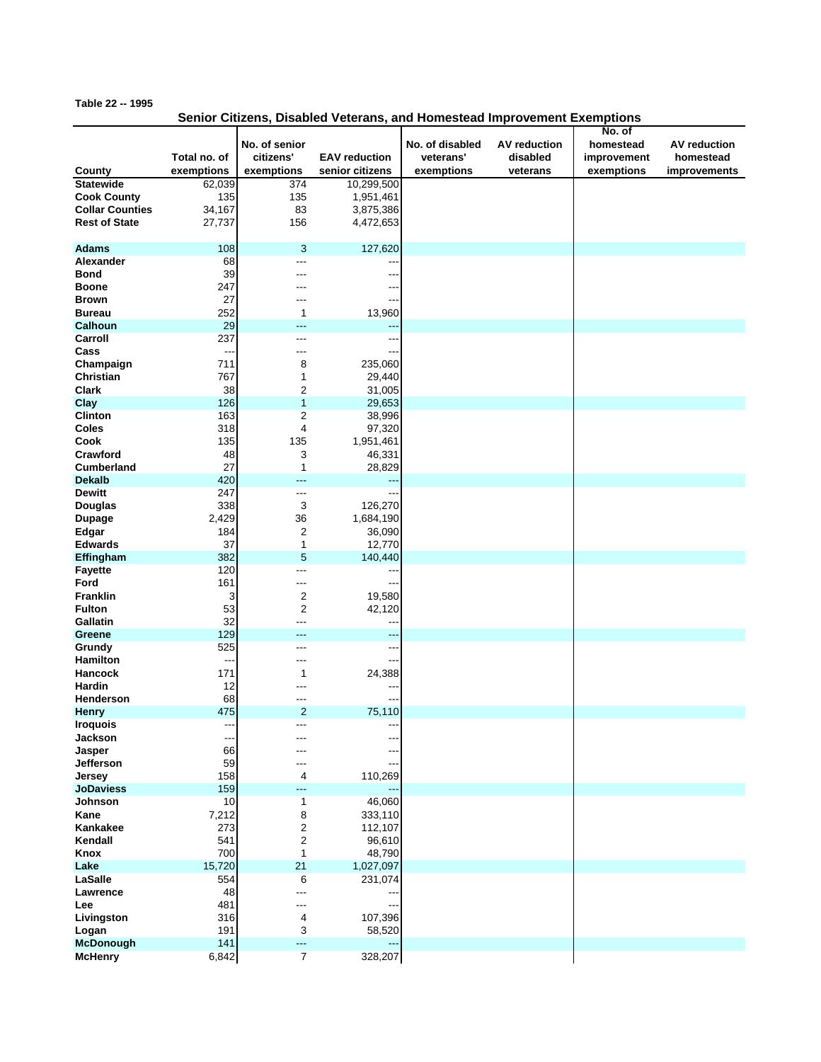Table 22 -- 1995

## Senior Citizens, Disabled Veterans, and Homestead Improvement Exemptions

| County | Total no. of exemptions | No. of senior citizens' exemptions | EAV reduction senior citizens | No. of disabled veterans' exemptions | AV reduction disabled veterans | No. of homestead improvement exemptions | AV reduction homestead improvements |
|---|---|---|---|---|---|---|---|
| Statewide | 62,039 | 374 | 10,299,500 | | | | |
| Cook County | 135 | 135 | 1,951,461 | | | | |
| Collar Counties | 34,167 | 83 | 3,875,386 | | | | |
| Rest of State | 27,737 | 156 | 4,472,653 | | | | |
| | | | | | | | |
| Adams | 108 | 3 | 127,620 | | | | |
| Alexander | 68 | --- | --- | | | | |
| Bond | 39 | --- | --- | | | | |
| Boone | 247 | --- | --- | | | | |
| Brown | 27 | --- | --- | | | | |
| Bureau | 252 | 1 | 13,960 | | | | |
| Calhoun | 29 | --- | --- | | | | |
| Carroll | 237 | --- | --- | | | | |
| Cass | --- | --- | --- | | | | |
| Champaign | 711 | 8 | 235,060 | | | | |
| Christian | 767 | 1 | 29,440 | | | | |
| Clark | 38 | 2 | 31,005 | | | | |
| Clay | 126 | 1 | 29,653 | | | | |
| Clinton | 163 | 2 | 38,996 | | | | |
| Coles | 318 | 4 | 97,320 | | | | |
| Cook | 135 | 135 | 1,951,461 | | | | |
| Crawford | 48 | 3 | 46,331 | | | | |
| Cumberland | 27 | 1 | 28,829 | | | | |
| Dekalb | 420 | --- | --- | | | | |
| Dewitt | 247 | --- | --- | | | | |
| Douglas | 338 | 3 | 126,270 | | | | |
| Dupage | 2,429 | 36 | 1,684,190 | | | | |
| Edgar | 184 | 2 | 36,090 | | | | |
| Edwards | 37 | 1 | 12,770 | | | | |
| Effingham | 382 | 5 | 140,440 | | | | |
| Fayette | 120 | --- | --- | | | | |
| Ford | 161 | --- | --- | | | | |
| Franklin | 3 | 2 | 19,580 | | | | |
| Fulton | 53 | 2 | 42,120 | | | | |
| Gallatin | 32 | --- | --- | | | | |
| Greene | 129 | --- | --- | | | | |
| Grundy | 525 | --- | --- | | | | |
| Hamilton | --- | --- | --- | | | | |
| Hancock | 171 | 1 | 24,388 | | | | |
| Hardin | 12 | --- | --- | | | | |
| Henderson | 68 | --- | --- | | | | |
| Henry | 475 | 2 | 75,110 | | | | |
| Iroquois | --- | --- | --- | | | | |
| Jackson | --- | --- | --- | | | | |
| Jasper | 66 | --- | --- | | | | |
| Jefferson | 59 | --- | --- | | | | |
| Jersey | 158 | 4 | 110,269 | | | | |
| JoDaviess | 159 | --- | --- | | | | |
| Johnson | 10 | 1 | 46,060 | | | | |
| Kane | 7,212 | 8 | 333,110 | | | | |
| Kankakee | 273 | 2 | 112,107 | | | | |
| Kendall | 541 | 2 | 96,610 | | | | |
| Knox | 700 | 1 | 48,790 | | | | |
| Lake | 15,720 | 21 | 1,027,097 | | | | |
| LaSalle | 554 | 6 | 231,074 | | | | |
| Lawrence | 48 | --- | --- | | | | |
| Lee | 481 | --- | --- | | | | |
| Livingston | 316 | 4 | 107,396 | | | | |
| Logan | 191 | 3 | 58,520 | | | | |
| McDonough | 141 | --- | --- | | | | |
| McHenry | 6,842 | 7 | 328,207 | | | | |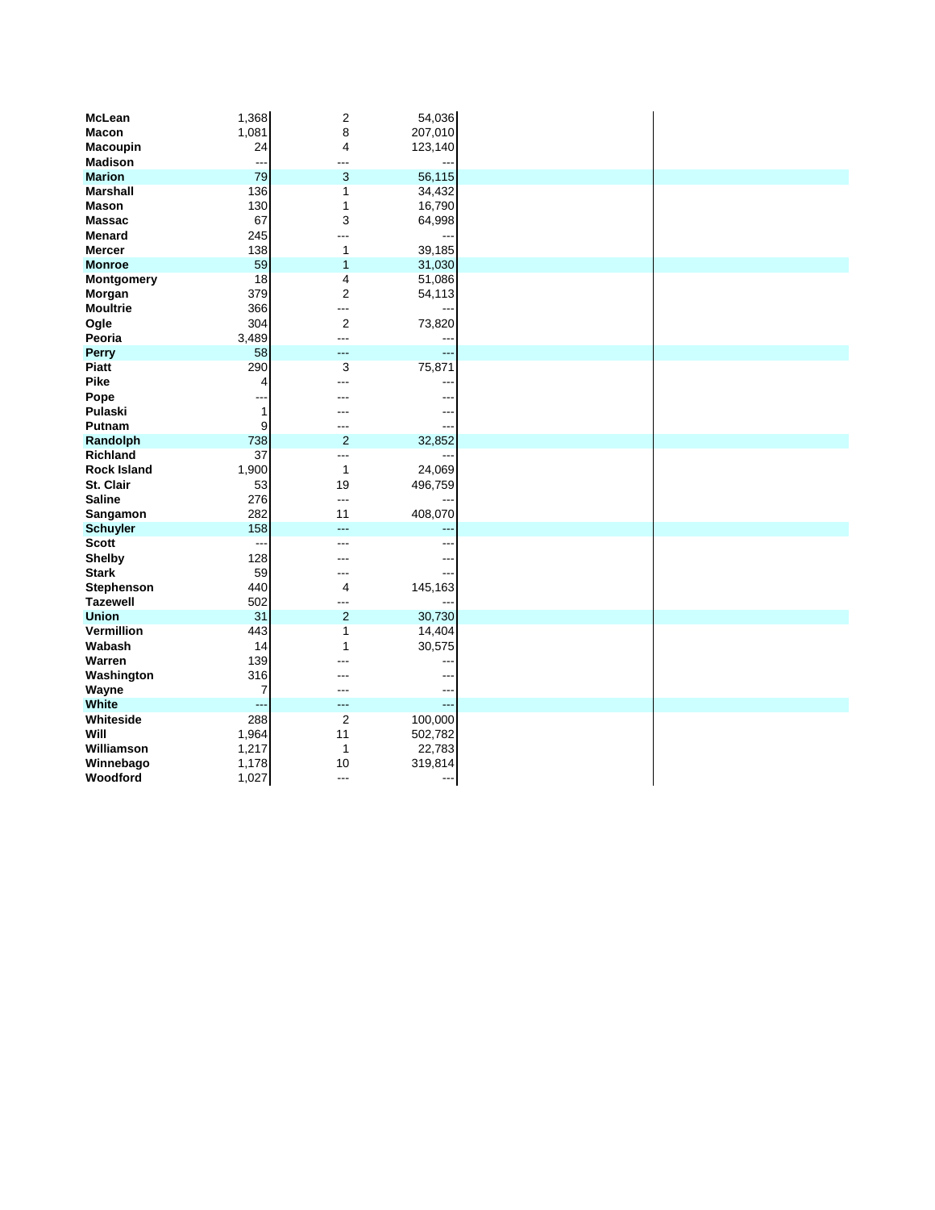| | | | |
|---|---|---|---|
| **McLean** | 1,368 | 2 | 54,036 |
| **Macon** | 1,081 | 8 | 207,010 |
| **Macoupin** | 24 | 4 | 123,140 |
| **Madison** | --- | --- | --- |
| **Marion** | 79 | 3 | 56,115 |
| **Marshall** | 136 | 1 | 34,432 |
| **Mason** | 130 | 1 | 16,790 |
| **Massac** | 67 | 3 | 64,998 |
| **Menard** | 245 | --- | --- |
| **Mercer** | 138 | 1 | 39,185 |
| **Monroe** | 59 | 1 | 31,030 |
| **Montgomery** | 18 | 4 | 51,086 |
| **Morgan** | 379 | 2 | 54,113 |
| **Moultrie** | 366 | --- | --- |
| **Ogle** | 304 | 2 | 73,820 |
| **Peoria** | 3,489 | --- | --- |
| **Perry** | 58 | --- | --- |
| **Piatt** | 290 | 3 | 75,871 |
| **Pike** | 4 | --- | --- |
| **Pope** | --- | --- | --- |
| **Pulaski** | 1 | --- | --- |
| **Putnam** | 9 | --- | --- |
| **Randolph** | 738 | 2 | 32,852 |
| **Richland** | 37 | --- | --- |
| **Rock Island** | 1,900 | 1 | 24,069 |
| **St. Clair** | 53 | 19 | 496,759 |
| **Saline** | 276 | --- | --- |
| **Sangamon** | 282 | 11 | 408,070 |
| **Schuyler** | 158 | --- | --- |
| **Scott** | --- | --- | --- |
| **Shelby** | 128 | --- | --- |
| **Stark** | 59 | --- | --- |
| **Stephenson** | 440 | 4 | 145,163 |
| **Tazewell** | 502 | --- | --- |
| **Union** | 31 | 2 | 30,730 |
| **Vermillion** | 443 | 1 | 14,404 |
| **Wabash** | 14 | 1 | 30,575 |
| **Warren** | 139 | --- | --- |
| **Washington** | 316 | --- | --- |
| **Wayne** | 7 | --- | --- |
| **White** | --- | --- | --- |
| **Whiteside** | 288 | 2 | 100,000 |
| **Will** | 1,964 | 11 | 502,782 |
| **Williamson** | 1,217 | 1 | 22,783 |
| **Winnebago** | 1,178 | 10 | 319,814 |
| **Woodford** | 1,027 | --- | --- |